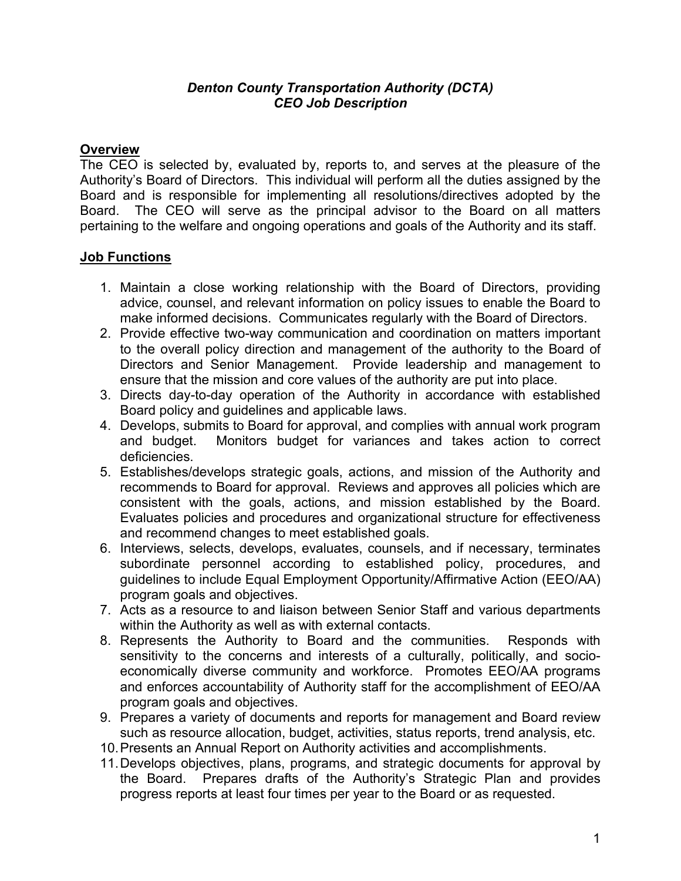# *Denton County Transportation Authority (DCTA)*
# *CEO Job Description*

## Overview

The CEO is selected by, evaluated by, reports to, and serves at the pleasure of the Authority's Board of Directors. This individual will perform all the duties assigned by the Board and is responsible for implementing all resolutions/directives adopted by the Board. The CEO will serve as the principal advisor to the Board on all matters pertaining to the welfare and ongoing operations and goals of the Authority and its staff.

## Job Functions

1. Maintain a close working relationship with the Board of Directors, providing advice, counsel, and relevant information on policy issues to enable the Board to make informed decisions. Communicates regularly with the Board of Directors.
2. Provide effective two-way communication and coordination on matters important to the overall policy direction and management of the authority to the Board of Directors and Senior Management. Provide leadership and management to ensure that the mission and core values of the authority are put into place.
3. Directs day-to-day operation of the Authority in accordance with established Board policy and guidelines and applicable laws.
4. Develops, submits to Board for approval, and complies with annual work program and budget. Monitors budget for variances and takes action to correct deficiencies.
5. Establishes/develops strategic goals, actions, and mission of the Authority and recommends to Board for approval. Reviews and approves all policies which are consistent with the goals, actions, and mission established by the Board. Evaluates policies and procedures and organizational structure for effectiveness and recommend changes to meet established goals.
6. Interviews, selects, develops, evaluates, counsels, and if necessary, terminates subordinate personnel according to established policy, procedures, and guidelines to include Equal Employment Opportunity/Affirmative Action (EEO/AA) program goals and objectives.
7. Acts as a resource to and liaison between Senior Staff and various departments within the Authority as well as with external contacts.
8. Represents the Authority to Board and the communities. Responds with sensitivity to the concerns and interests of a culturally, politically, and socio-economically diverse community and workforce. Promotes EEO/AA programs and enforces accountability of Authority staff for the accomplishment of EEO/AA program goals and objectives.
9. Prepares a variety of documents and reports for management and Board review such as resource allocation, budget, activities, status reports, trend analysis, etc.
10. Presents an Annual Report on Authority activities and accomplishments.
11. Develops objectives, plans, programs, and strategic documents for approval by the Board. Prepares drafts of the Authority's Strategic Plan and provides progress reports at least four times per year to the Board or as requested.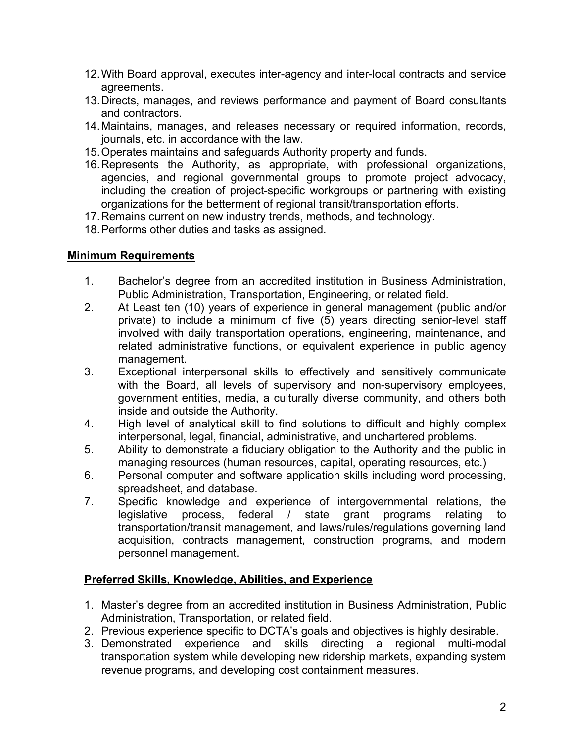12. With Board approval, executes inter-agency and inter-local contracts and service agreements.
13. Directs, manages, and reviews performance and payment of Board consultants and contractors.
14. Maintains, manages, and releases necessary or required information, records, journals, etc. in accordance with the law.
15. Operates maintains and safeguards Authority property and funds.
16. Represents the Authority, as appropriate, with professional organizations, agencies, and regional governmental groups to promote project advocacy, including the creation of project-specific workgroups or partnering with existing organizations for the betterment of regional transit/transportation efforts.
17. Remains current on new industry trends, methods, and technology.
18. Performs other duties and tasks as assigned.

## **Minimum Requirements**

1. Bachelor's degree from an accredited institution in Business Administration, Public Administration, Transportation, Engineering, or related field.
2. At Least ten (10) years of experience in general management (public and/or private) to include a minimum of five (5) years directing senior-level staff involved with daily transportation operations, engineering, maintenance, and related administrative functions, or equivalent experience in public agency management.
3. Exceptional interpersonal skills to effectively and sensitively communicate with the Board, all levels of supervisory and non-supervisory employees, government entities, media, a culturally diverse community, and others both inside and outside the Authority.
4. High level of analytical skill to find solutions to difficult and highly complex interpersonal, legal, financial, administrative, and unchartered problems.
5. Ability to demonstrate a fiduciary obligation to the Authority and the public in managing resources (human resources, capital, operating resources, etc.)
6. Personal computer and software application skills including word processing, spreadsheet, and database.
7. Specific knowledge and experience of intergovernmental relations, the legislative process, federal / state grant programs relating to transportation/transit management, and laws/rules/regulations governing land acquisition, contracts management, construction programs, and modern personnel management.

## **Preferred Skills, Knowledge, Abilities, and Experience**

1. Master's degree from an accredited institution in Business Administration, Public Administration, Transportation, or related field.
2. Previous experience specific to DCTA's goals and objectives is highly desirable.
3. Demonstrated experience and skills directing a regional multi-modal transportation system while developing new ridership markets, expanding system revenue programs, and developing cost containment measures.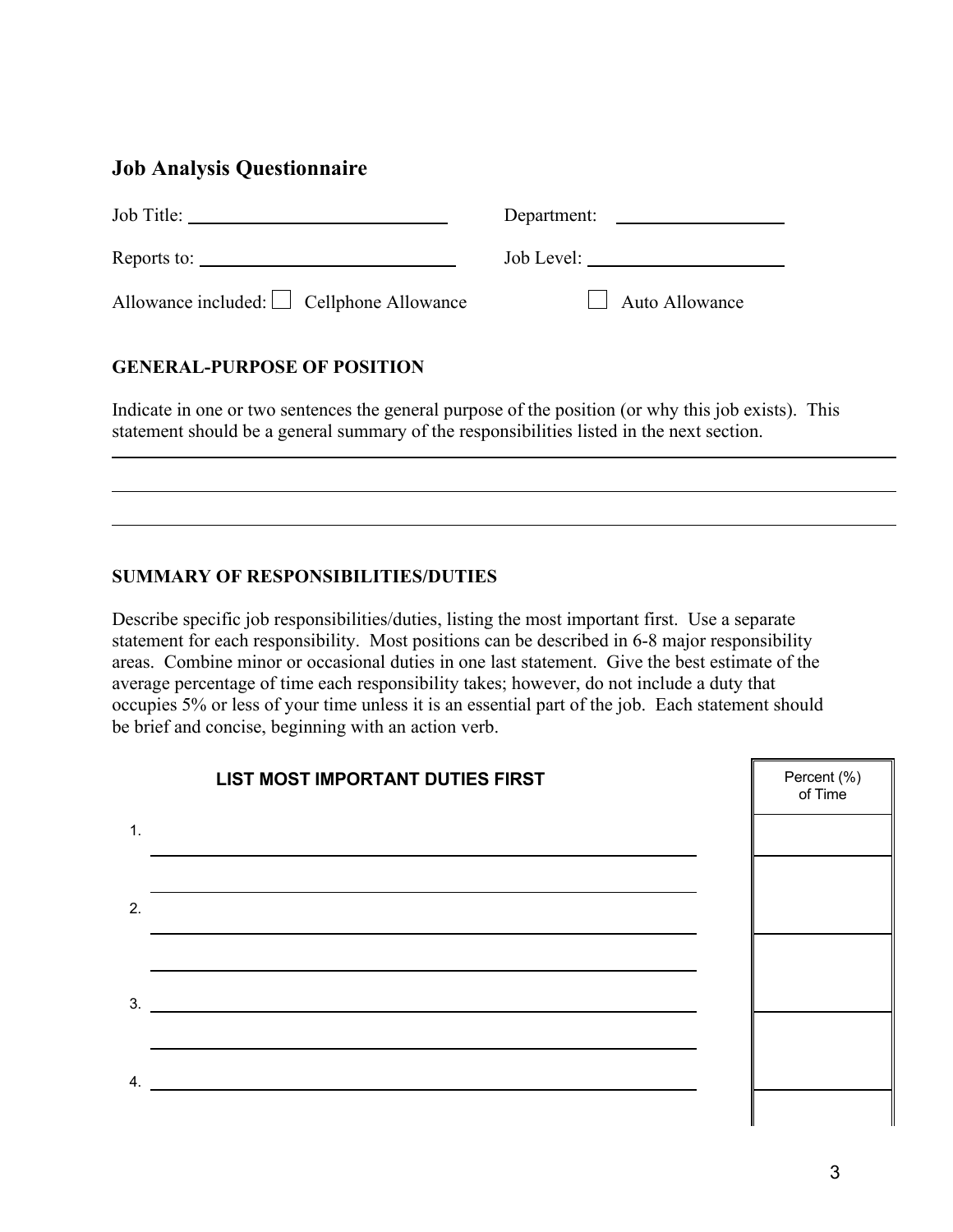## Job Analysis Questionnaire

Job Title: ____________________________ Department: __________________

Reports to: ____________________________ Job Level: ______________________

Allowance included: ☐ Cellphone Allowance ☐ Auto Allowance

### GENERAL-PURPOSE OF POSITION

Indicate in one or two sentences the general purpose of the position (or why this job exists). This statement should be a general summary of the responsibilities listed in the next section.

______________________________________________________________________________

______________________________________________________________________________

______________________________________________________________________________

### SUMMARY OF RESPONSIBILITIES/DUTIES

Describe specific job responsibilities/duties, listing the most important first. Use a separate statement for each responsibility. Most positions can be described in 6-8 major responsibility areas. Combine minor or occasional duties in one last statement. Give the best estimate of the average percentage of time each responsibility takes; however, do not include a duty that occupies 5% or less of your time unless it is an essential part of the job. Each statement should be brief and concise, beginning with an action verb.

| LIST MOST IMPORTANT DUTIES FIRST | Percent (%) of Time |
|---|---|
| 1. | |
| 2. | |
| 3. | |
| 4. | |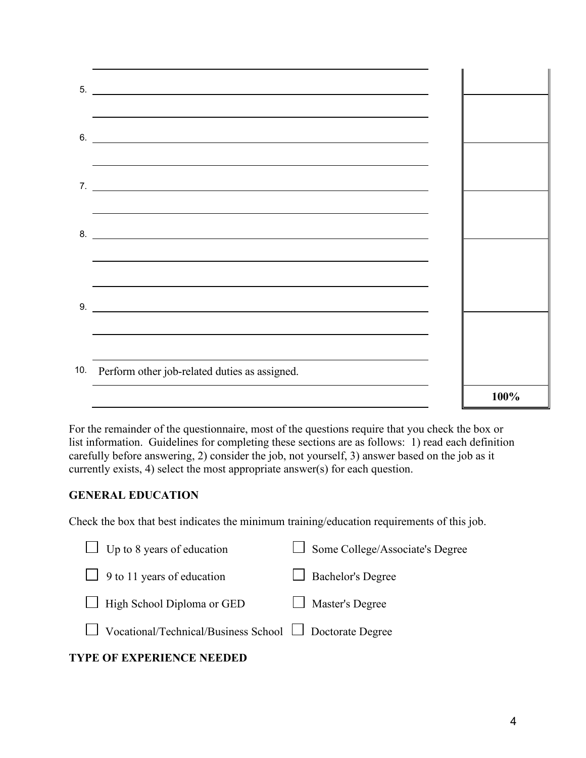| | |
|---|---|
| 5. | |
| 6. | |
| 7. | |
| 8. | |
| 9. | |
| 10. Perform other job-related duties as assigned. | |
| | **100%** |

For the remainder of the questionnaire, most of the questions require that you check the box or list information. Guidelines for completing these sections are as follows: 1) read each definition carefully before answering, 2) consider the job, not yourself, 3) answer based on the job as it currently exists, 4) select the most appropriate answer(s) for each question.

**GENERAL EDUCATION**

Check the box that best indicates the minimum training/education requirements of this job.

- ☐ Up to 8 years of education
- ☐ 9 to 11 years of education
- ☐ High School Diploma or GED
- ☐ Vocational/Technical/Business School
- ☐ Some College/Associate's Degree
- ☐ Bachelor's Degree
- ☐ Master's Degree
- ☐ Doctorate Degree

**TYPE OF EXPERIENCE NEEDED**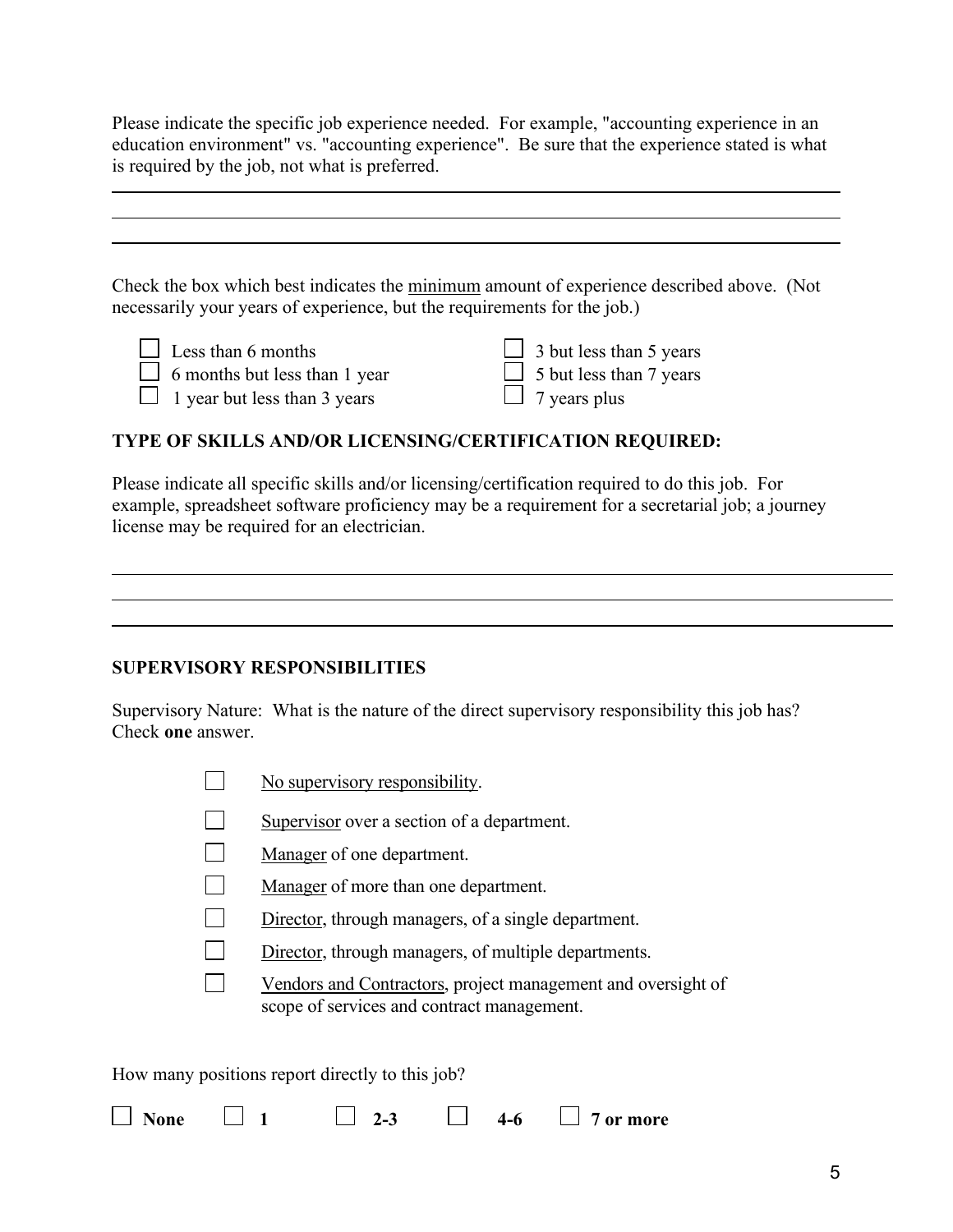Please indicate the specific job experience needed. For example, "accounting experience in an education environment" vs. "accounting experience". Be sure that the experience stated is what is required by the job, not what is preferred.

\_\_\_\_\_\_\_\_\_\_\_\_\_\_\_\_\_\_\_\_\_\_\_\_\_\_\_\_\_\_\_\_\_\_\_\_\_\_\_\_\_\_\_\_\_\_\_\_\_\_\_\_\_\_\_\_\_\_\_\_\_\_\_\_\_\_\_\_\_\_\_\_

\_\_\_\_\_\_\_\_\_\_\_\_\_\_\_\_\_\_\_\_\_\_\_\_\_\_\_\_\_\_\_\_\_\_\_\_\_\_\_\_\_\_\_\_\_\_\_\_\_\_\_\_\_\_\_\_\_\_\_\_\_\_\_\_\_\_\_\_\_\_\_\_

\_\_\_\_\_\_\_\_\_\_\_\_\_\_\_\_\_\_\_\_\_\_\_\_\_\_\_\_\_\_\_\_\_\_\_\_\_\_\_\_\_\_\_\_\_\_\_\_\_\_\_\_\_\_\_\_\_\_\_\_\_\_\_\_\_\_\_\_\_\_\_\_

Check the box which best indicates the <u>minimum</u> amount of experience described above. (Not necessarily your years of experience, but the requirements for the job.)

- ☐ Less than 6 months
- ☐ 6 months but less than 1 year
- ☐ 1 year but less than 3 years
- ☐ 3 but less than 5 years
- ☐ 5 but less than 7 years
- ☐ 7 years plus

**TYPE OF SKILLS AND/OR LICENSING/CERTIFICATION REQUIRED:**

Please indicate all specific skills and/or licensing/certification required to do this job. For example, spreadsheet software proficiency may be a requirement for a secretarial job; a journey license may be required for an electrician.

\_\_\_\_\_\_\_\_\_\_\_\_\_\_\_\_\_\_\_\_\_\_\_\_\_\_\_\_\_\_\_\_\_\_\_\_\_\_\_\_\_\_\_\_\_\_\_\_\_\_\_\_\_\_\_\_\_\_\_\_\_\_\_\_\_\_\_\_\_\_\_\_

\_\_\_\_\_\_\_\_\_\_\_\_\_\_\_\_\_\_\_\_\_\_\_\_\_\_\_\_\_\_\_\_\_\_\_\_\_\_\_\_\_\_\_\_\_\_\_\_\_\_\_\_\_\_\_\_\_\_\_\_\_\_\_\_\_\_\_\_\_\_\_\_

\_\_\_\_\_\_\_\_\_\_\_\_\_\_\_\_\_\_\_\_\_\_\_\_\_\_\_\_\_\_\_\_\_\_\_\_\_\_\_\_\_\_\_\_\_\_\_\_\_\_\_\_\_\_\_\_\_\_\_\_\_\_\_\_\_\_\_\_\_\_\_\_

**SUPERVISORY RESPONSIBILITIES**

Supervisory Nature: What is the nature of the direct supervisory responsibility this job has? Check **one** answer.

- ☐ <u>No supervisory responsibility</u>.
- ☐ <u>Supervisor</u> over a section of a department.
- ☐ <u>Manager</u> of one department.
- ☐ <u>Manager</u> of more than one department.
- ☐ <u>Director</u>, through managers, of a single department.
- ☐ <u>Director</u>, through managers, of multiple departments.
- ☐ <u>Vendors and Contractors</u>, project management and oversight of scope of services and contract management.

How many positions report directly to this job?

☐ **None** ☐ **1** ☐ **2-3** ☐ **4-6** ☐ **7 or more**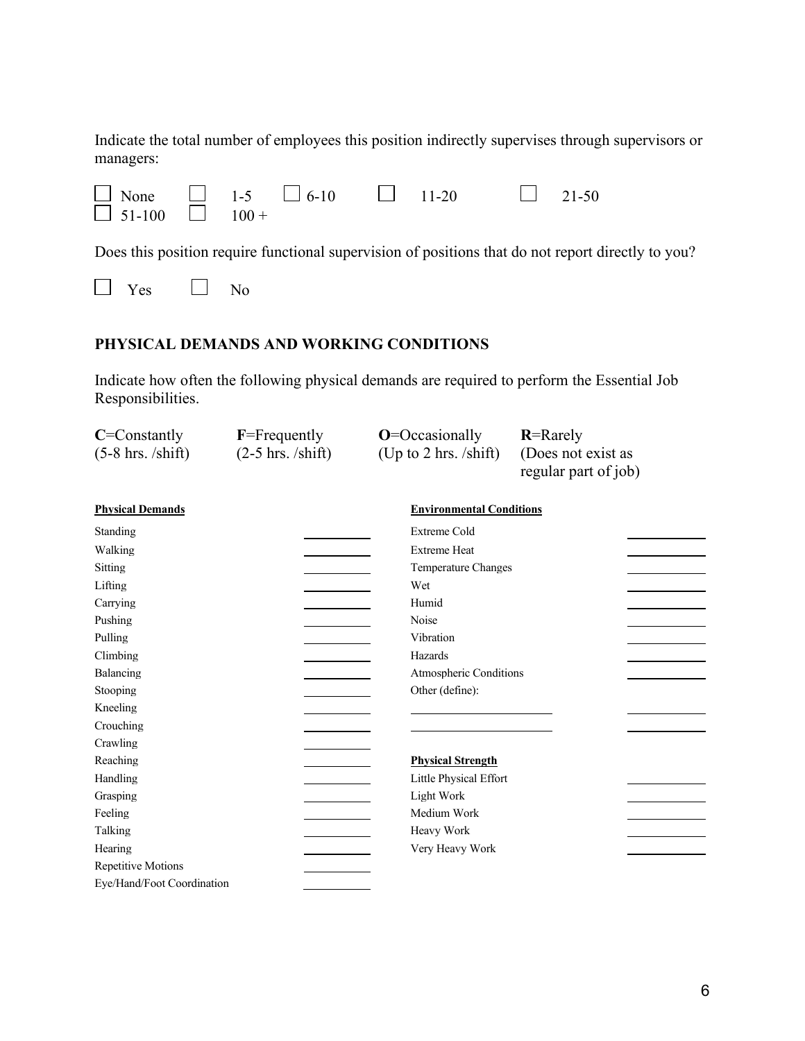Indicate the total number of employees this position indirectly supervises through supervisors or managers:

☐ None ☐ 1-5 ☐ 6-10 ☐ 11-20 ☐ 21-50
☐ 51-100 ☐ 100 +

Does this position require functional supervision of positions that do not report directly to you?

☐ Yes ☐ No

## PHYSICAL DEMANDS AND WORKING CONDITIONS

Indicate how often the following physical demands are required to perform the Essential Job Responsibilities.

| **C**=Constantly | **F**=Frequently | **O**=Occasionally | **R**=Rarely |
|---|---|---|---|
| (5-8 hrs. /shift) | (2-5 hrs. /shift) | (Up to 2 hrs. /shift) | (Does not exist as regular part of job) |

| **Physical Demands** | |
|---|---|
| Standing | ______ |
| Walking | ______ |
| Sitting | ______ |
| Lifting | ______ |
| Carrying | ______ |
| Pushing | ______ |
| Pulling | ______ |
| Climbing | ______ |
| Balancing | ______ |
| Stooping | ______ |
| Kneeling | ______ |
| Crouching | ______ |
| Crawling | ______ |
| Reaching | ______ |
| Handling | ______ |
| Grasping | ______ |
| Feeling | ______ |
| Talking | ______ |
| Hearing | ______ |
| Repetitive Motions | ______ |
| Eye/Hand/Foot Coordination | ______ |

| **Environmental Conditions** | |
|---|---|
| Extreme Cold | ______ |
| Extreme Heat | ______ |
| Temperature Changes | ______ |
| Wet | ______ |
| Humid | ______ |
| Noise | ______ |
| Vibration | ______ |
| Hazards | ______ |
| Atmospheric Conditions | ______ |
| Other (define): | |
| ______ | ______ |
| ______ | ______ |

| **Physical Strength** | |
|---|---|
| Little Physical Effort | ______ |
| Light Work | ______ |
| Medium Work | ______ |
| Heavy Work | ______ |
| Very Heavy Work | ______ |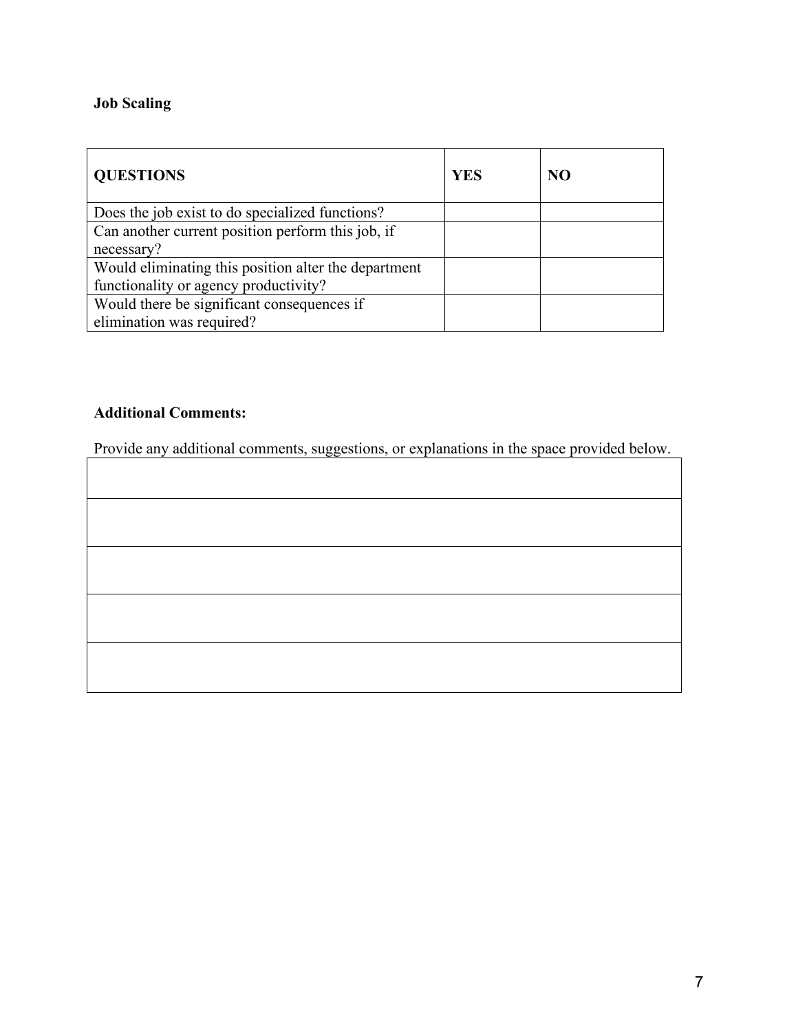**Job Scaling**

| QUESTIONS | YES | NO |
|---|---|---|
| Does the job exist to do specialized functions? | | |
| Can another current position perform this job, if necessary? | | |
| Would eliminating this position alter the department functionality or agency productivity? | | |
| Would there be significant consequences if elimination was required? | | |

**Additional Comments:**

Provide any additional comments, suggestions, or explanations in the space provided below.

| |
|---|
| |
| |
| |
| |